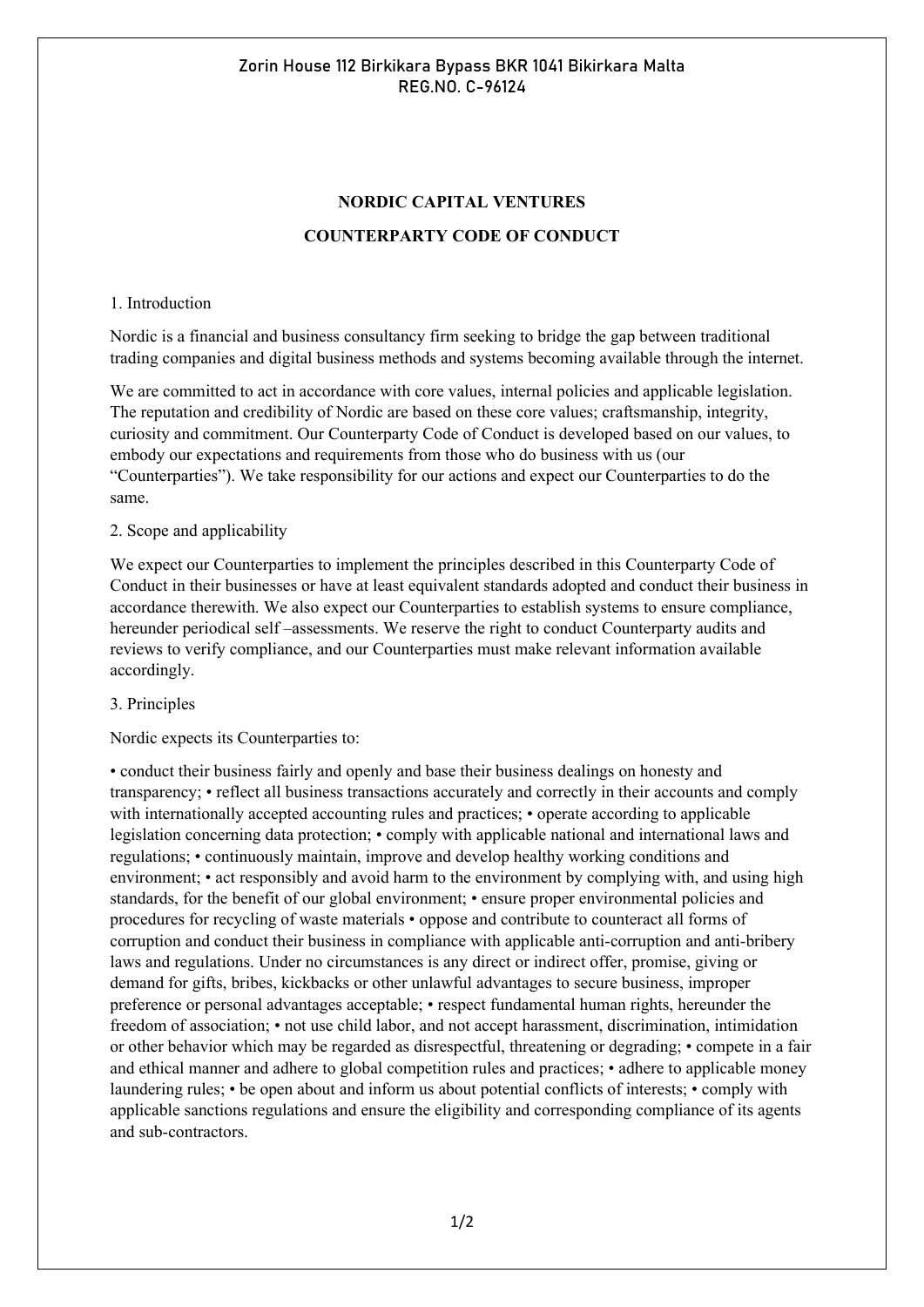Zorin House 112 Birkikara Bypass BKR 1041 Bikirkara Malta
REG.NO. C-96124

# NORDIC CAPITAL VENTURES

## COUNTERPARTY CODE OF CONDUCT

1. Introduction

Nordic is a financial and business consultancy firm seeking to bridge the gap between traditional trading companies and digital business methods and systems becoming available through the internet.

We are committed to act in accordance with core values, internal policies and applicable legislation. The reputation and credibility of Nordic are based on these core values; craftsmanship, integrity, curiosity and commitment. Our Counterparty Code of Conduct is developed based on our values, to embody our expectations and requirements from those who do business with us (our "Counterparties"). We take responsibility for our actions and expect our Counterparties to do the same.

2. Scope and applicability

We expect our Counterparties to implement the principles described in this Counterparty Code of Conduct in their businesses or have at least equivalent standards adopted and conduct their business in accordance therewith. We also expect our Counterparties to establish systems to ensure compliance, hereunder periodical self –assessments. We reserve the right to conduct Counterparty audits and reviews to verify compliance, and our Counterparties must make relevant information available accordingly.

3. Principles

Nordic expects its Counterparties to:

• conduct their business fairly and openly and base their business dealings on honesty and transparency; • reflect all business transactions accurately and correctly in their accounts and comply with internationally accepted accounting rules and practices; • operate according to applicable legislation concerning data protection; • comply with applicable national and international laws and regulations; • continuously maintain, improve and develop healthy working conditions and environment; • act responsibly and avoid harm to the environment by complying with, and using high standards, for the benefit of our global environment; • ensure proper environmental policies and procedures for recycling of waste materials • oppose and contribute to counteract all forms of corruption and conduct their business in compliance with applicable anti-corruption and anti-bribery laws and regulations. Under no circumstances is any direct or indirect offer, promise, giving or demand for gifts, bribes, kickbacks or other unlawful advantages to secure business, improper preference or personal advantages acceptable; • respect fundamental human rights, hereunder the freedom of association; • not use child labor, and not accept harassment, discrimination, intimidation or other behavior which may be regarded as disrespectful, threatening or degrading; • compete in a fair and ethical manner and adhere to global competition rules and practices; • adhere to applicable money laundering rules; • be open about and inform us about potential conflicts of interests; • comply with applicable sanctions regulations and ensure the eligibility and corresponding compliance of its agents and sub-contractors.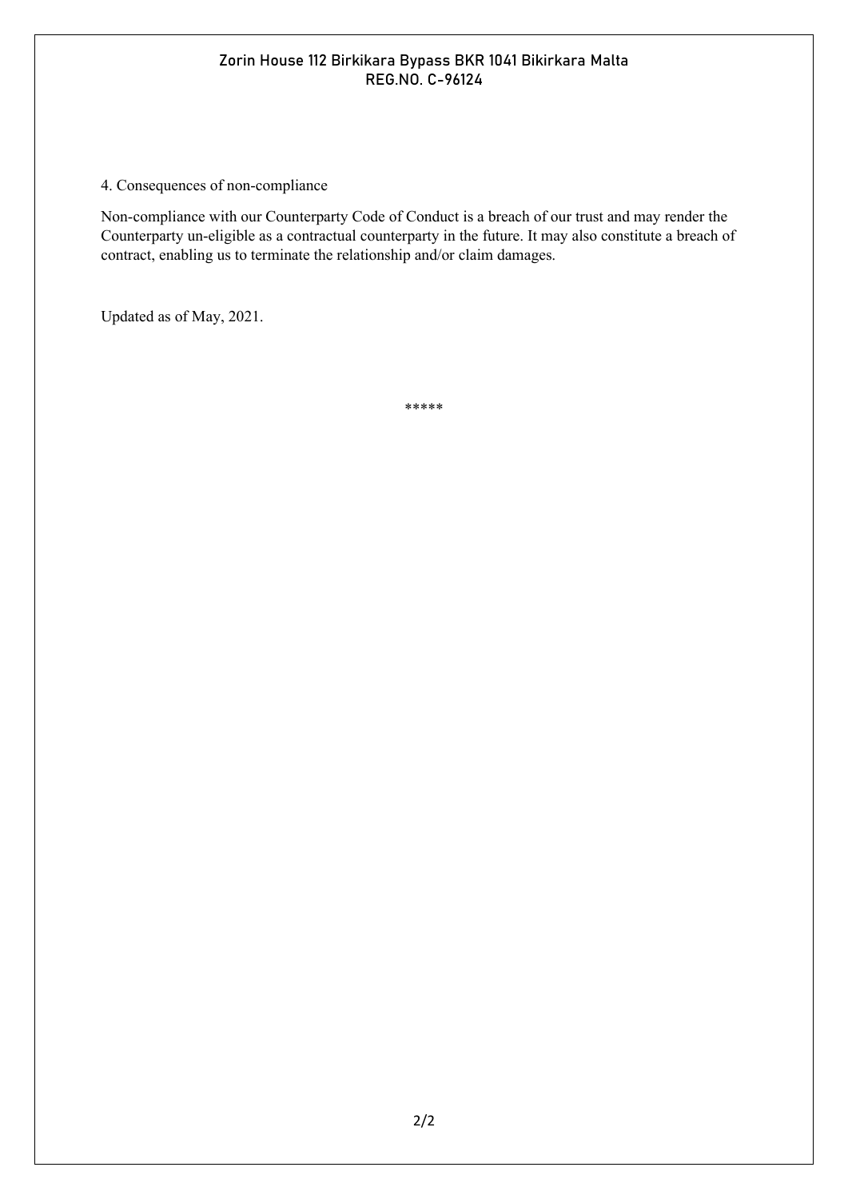4. Consequences of non-compliance

Non-compliance with our Counterparty Code of Conduct is a breach of our trust and may render the Counterparty un-eligible as a contractual counterparty in the future. It may also constitute a breach of contract, enabling us to terminate the relationship and/or claim damages.

Updated as of May, 2021.

*****